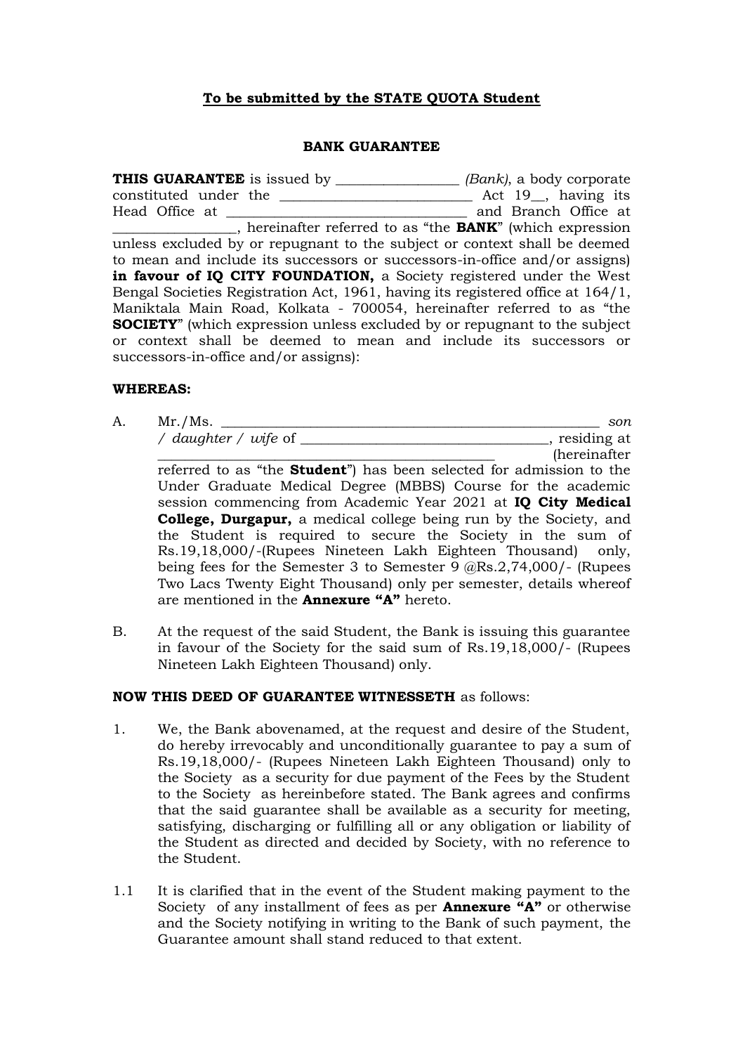**To be submitted by the STATE QUOTA Student**

**BANK GUARANTEE**

**THIS GUARANTEE** is issued by _________________ *(Bank)*, a body corporate constituted under the ___________________________ Act 19__, having its Head Office at __________________________________ and Branch Office at _________________, hereinafter referred to as "the **BANK**" (which expression unless excluded by or repugnant to the subject or context shall be deemed to mean and include its successors or successors-in-office and/or assigns) **in favour of IQ CITY FOUNDATION,** a Society registered under the West Bengal Societies Registration Act, 1961, having its registered office at 164/1, Maniktala Main Road, Kolkata - 700054, hereinafter referred to as "the **SOCIETY**" (which expression unless excluded by or repugnant to the subject or context shall be deemed to mean and include its successors or successors-in-office and/or assigns):

**WHEREAS:**

A. Mr./Ms. _________________________________________________________ *son / daughter / wife* of ___________________________________, residing at _______________________________________________ (hereinafter referred to as "the **Student**") has been selected for admission to the Under Graduate Medical Degree (MBBS) Course for the academic session commencing from Academic Year 2021 at **IQ City Medical College, Durgapur,** a medical college being run by the Society, and the Student is required to secure the Society in the sum of Rs.19,18,000/-(Rupees Nineteen Lakh Eighteen Thousand) only, being fees for the Semester 3 to Semester 9 @Rs.2,74,000/- (Rupees Two Lacs Twenty Eight Thousand) only per semester, details whereof are mentioned in the **Annexure "A"** hereto.

B. At the request of the said Student, the Bank is issuing this guarantee in favour of the Society for the said sum of Rs.19,18,000/- (Rupees Nineteen Lakh Eighteen Thousand) only.

**NOW THIS DEED OF GUARANTEE WITNESSETH** as follows:

1. We, the Bank abovenamed, at the request and desire of the Student, do hereby irrevocably and unconditionally guarantee to pay a sum of Rs.19,18,000/- (Rupees Nineteen Lakh Eighteen Thousand) only to the Society as a security for due payment of the Fees by the Student to the Society as hereinbefore stated. The Bank agrees and confirms that the said guarantee shall be available as a security for meeting, satisfying, discharging or fulfilling all or any obligation or liability of the Student as directed and decided by Society, with no reference to the Student.

1.1 It is clarified that in the event of the Student making payment to the Society of any installment of fees as per **Annexure "A"** or otherwise and the Society notifying in writing to the Bank of such payment, the Guarantee amount shall stand reduced to that extent.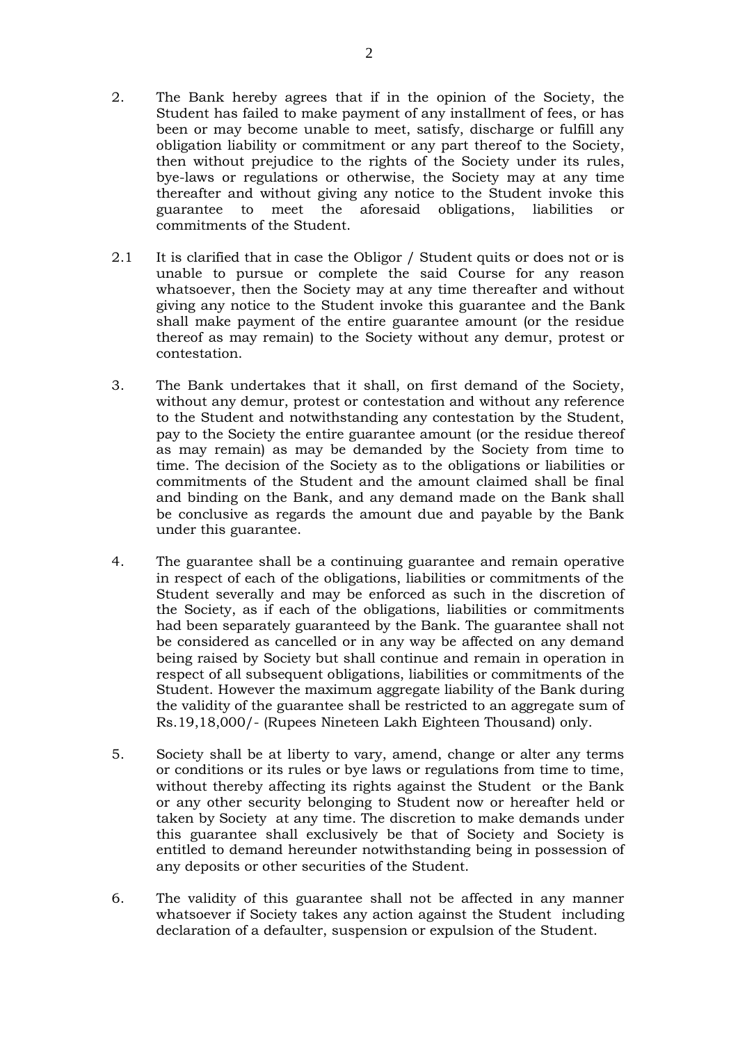2. The Bank hereby agrees that if in the opinion of the Society, the Student has failed to make payment of any installment of fees, or has been or may become unable to meet, satisfy, discharge or fulfill any obligation liability or commitment or any part thereof to the Society, then without prejudice to the rights of the Society under its rules, bye-laws or regulations or otherwise, the Society may at any time thereafter and without giving any notice to the Student invoke this guarantee to meet the aforesaid obligations, liabilities or commitments of the Student.

2.1 It is clarified that in case the Obligor / Student quits or does not or is unable to pursue or complete the said Course for any reason whatsoever, then the Society may at any time thereafter and without giving any notice to the Student invoke this guarantee and the Bank shall make payment of the entire guarantee amount (or the residue thereof as may remain) to the Society without any demur, protest or contestation.

3. The Bank undertakes that it shall, on first demand of the Society, without any demur, protest or contestation and without any reference to the Student and notwithstanding any contestation by the Student, pay to the Society the entire guarantee amount (or the residue thereof as may remain) as may be demanded by the Society from time to time. The decision of the Society as to the obligations or liabilities or commitments of the Student and the amount claimed shall be final and binding on the Bank, and any demand made on the Bank shall be conclusive as regards the amount due and payable by the Bank under this guarantee.

4. The guarantee shall be a continuing guarantee and remain operative in respect of each of the obligations, liabilities or commitments of the Student severally and may be enforced as such in the discretion of the Society, as if each of the obligations, liabilities or commitments had been separately guaranteed by the Bank. The guarantee shall not be considered as cancelled or in any way be affected on any demand being raised by Society but shall continue and remain in operation in respect of all subsequent obligations, liabilities or commitments of the Student. However the maximum aggregate liability of the Bank during the validity of the guarantee shall be restricted to an aggregate sum of Rs.19,18,000/- (Rupees Nineteen Lakh Eighteen Thousand) only.

5. Society shall be at liberty to vary, amend, change or alter any terms or conditions or its rules or bye laws or regulations from time to time, without thereby affecting its rights against the Student or the Bank or any other security belonging to Student now or hereafter held or taken by Society at any time. The discretion to make demands under this guarantee shall exclusively be that of Society and Society is entitled to demand hereunder notwithstanding being in possession of any deposits or other securities of the Student.

6. The validity of this guarantee shall not be affected in any manner whatsoever if Society takes any action against the Student including declaration of a defaulter, suspension or expulsion of the Student.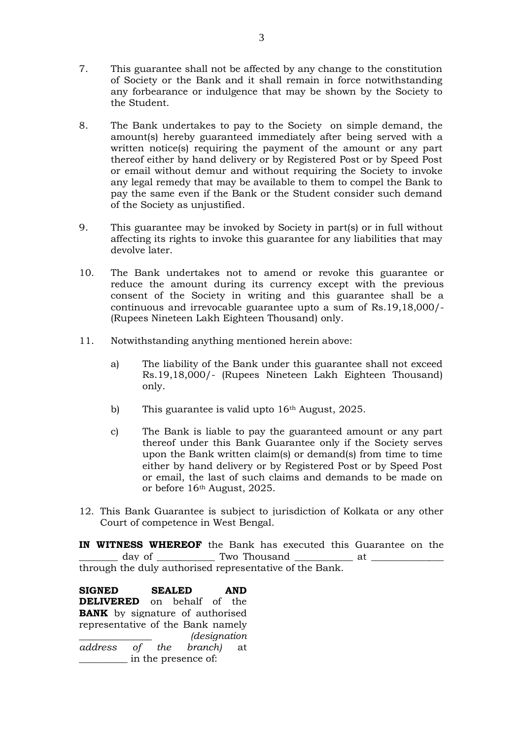7. This guarantee shall not be affected by any change to the constitution of Society or the Bank and it shall remain in force notwithstanding any forbearance or indulgence that may be shown by the Society to the Student.

8. The Bank undertakes to pay to the Society on simple demand, the amount(s) hereby guaranteed immediately after being served with a written notice(s) requiring the payment of the amount or any part thereof either by hand delivery or by Registered Post or by Speed Post or email without demur and without requiring the Society to invoke any legal remedy that may be available to them to compel the Bank to pay the same even if the Bank or the Student consider such demand of the Society as unjustified.

9. This guarantee may be invoked by Society in part(s) or in full without affecting its rights to invoke this guarantee for any liabilities that may devolve later.

10. The Bank undertakes not to amend or revoke this guarantee or reduce the amount during its currency except with the previous consent of the Society in writing and this guarantee shall be a continuous and irrevocable guarantee upto a sum of Rs.19,18,000/- (Rupees Nineteen Lakh Eighteen Thousand) only.

11. Notwithstanding anything mentioned herein above:

    a) The liability of the Bank under this guarantee shall not exceed Rs.19,18,000/- (Rupees Nineteen Lakh Eighteen Thousand) only.

    b) This guarantee is valid upto 16th August, 2025.

    c) The Bank is liable to pay the guaranteed amount or any part thereof under this Bank Guarantee only if the Society serves upon the Bank written claim(s) or demand(s) from time to time either by hand delivery or by Registered Post or by Speed Post or email, the last of such claims and demands to be made on or before 16th August, 2025.

12. This Bank Guarantee is subject to jurisdiction of Kolkata or any other Court of competence in West Bengal.

**IN WITNESS WHEREOF** the Bank has executed this Guarantee on the ________ day of ____________ Two Thousand ____________ at _______________ through the duly authorised representative of the Bank.

**SIGNED SEALED AND DELIVERED** on behalf of the **BANK** by signature of authorised representative of the Bank namely _______________ *(designation address of the branch)* at __________ in the presence of: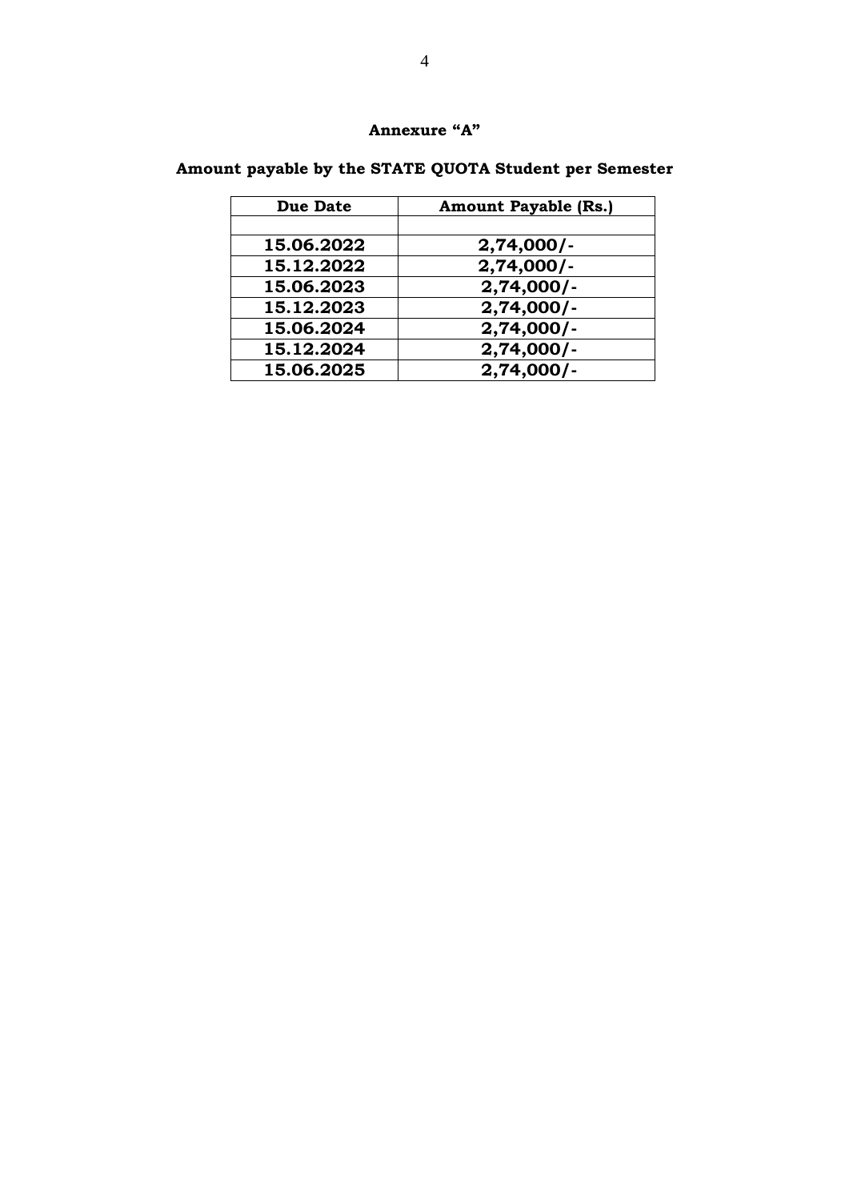**Annexure "A"**

**Amount payable by the STATE QUOTA Student per Semester**

| Due Date | Amount Payable (Rs.) |
|---|---|
| | |
| 15.06.2022 | 2,74,000/- |
| 15.12.2022 | 2,74,000/- |
| 15.06.2023 | 2,74,000/- |
| 15.12.2023 | 2,74,000/- |
| 15.06.2024 | 2,74,000/- |
| 15.12.2024 | 2,74,000/- |
| 15.06.2025 | 2,74,000/- |